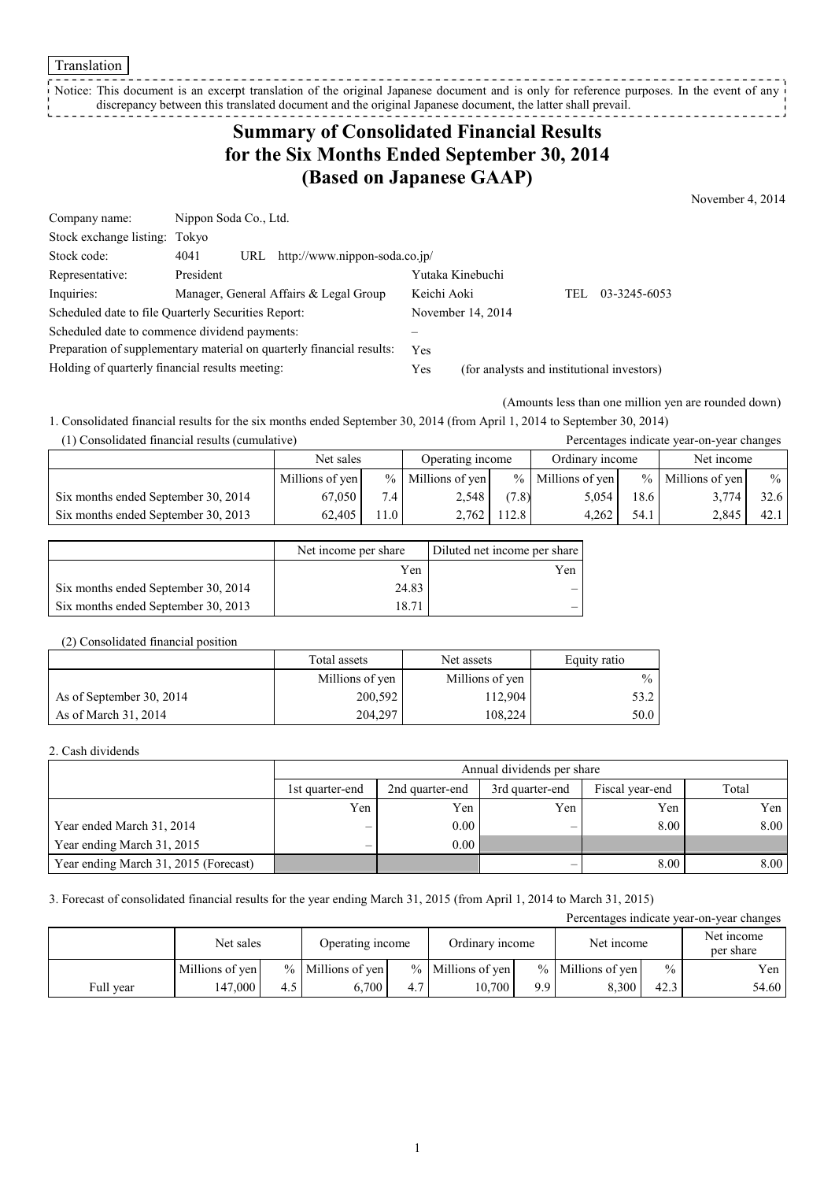Translation

Notice: This document is an excerpt translation of the original Japanese document and is only for reference purposes. In the event of any discrepancy between this translated document and the original Japanese document, the latter shall prevail.

# Summary of Consolidated Financial Results for the Six Months Ended September 30, 2014 (Based on Japanese GAAP)

November 4, 2014

| | | | |
|---|---|---|---|
| Company name: | Nippon Soda Co., Ltd. | | |
| Stock exchange listing: | Tokyo | | |
| Stock code: | 4041 URL http://www.nippon-soda.co.jp/ | | |
| Representative: | President | Yutaka Kinebuchi | |
| Inquiries: | Manager, General Affairs & Legal Group | Keichi Aoki | TEL 03-3245-6053 |

Scheduled date to file Quarterly Securities Report: November 14, 2014

Scheduled date to commence dividend payments: –

Preparation of supplementary material on quarterly financial results: Yes

Holding of quarterly financial results meeting: Yes (for analysts and institutional investors)

(Amounts less than one million yen are rounded down)

1. Consolidated financial results for the six months ended September 30, 2014 (from April 1, 2014 to September 30, 2014)

(1) Consolidated financial results (cumulative)

Percentages indicate year-on-year changes

| | Net sales | | Operating income | | Ordinary income | | Net income | |
|---|---|---|---|---|---|---|---|---|
| | Millions of yen | % | Millions of yen | % | Millions of yen | % | Millions of yen | % |
| Six months ended September 30, 2014 | 67,050 | 7.4 | 2,548 | (7.8) | 5,054 | 18.6 | 3,774 | 32.6 |
| Six months ended September 30, 2013 | 62,405 | 11.0 | 2,762 | 112.8 | 4,262 | 54.1 | 2,845 | 42.1 |

| | Net income per share | Diluted net income per share |
|---|---|---|
| | Yen | Yen |
| Six months ended September 30, 2014 | 24.83 | – |
| Six months ended September 30, 2013 | 18.71 | – |

(2) Consolidated financial position

| | Total assets | Net assets | Equity ratio |
|---|---|---|---|
| | Millions of yen | Millions of yen | % |
| As of September 30, 2014 | 200,592 | 112,904 | 53.2 |
| As of March 31, 2014 | 204,297 | 108,224 | 50.0 |

2. Cash dividends

| | Annual dividends per share | | | | |
|---|---|---|---|---|---|
| | 1st quarter-end | 2nd quarter-end | 3rd quarter-end | Fiscal year-end | Total |
| | Yen | Yen | Yen | Yen | Yen |
| Year ended March 31, 2014 | – | 0.00 | – | 8.00 | 8.00 |
| Year ending March 31, 2015 | – | 0.00 | | | |
| Year ending March 31, 2015 (Forecast) | | | – | 8.00 | 8.00 |

3. Forecast of consolidated financial results for the year ending March 31, 2015 (from April 1, 2014 to March 31, 2015)

Percentages indicate year-on-year changes

| | Net sales | | Operating income | | Ordinary income | | Net income | | Net income per share |
|---|---|---|---|---|---|---|---|---|---|
| | Millions of yen | % | Millions of yen | % | Millions of yen | % | Millions of yen | % | Yen |
| Full year | 147,000 | 4.5 | 6,700 | 4.7 | 10,700 | 9.9 | 8,300 | 42.3 | 54.60 |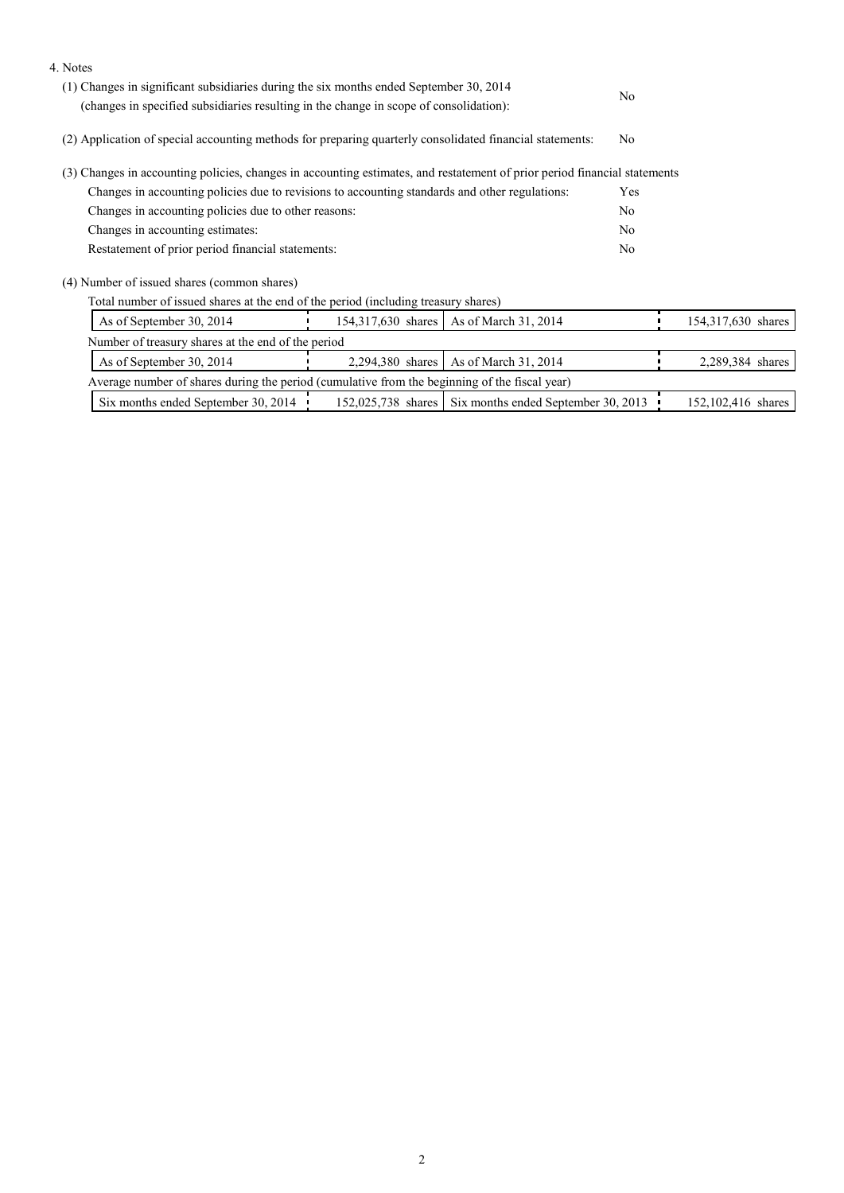4. Notes

(1) Changes in significant subsidiaries during the six months ended September 30, 2014 (changes in specified subsidiaries resulting in the change in scope of consolidation): No

(2) Application of special accounting methods for preparing quarterly consolidated financial statements: No

(3) Changes in accounting policies, changes in accounting estimates, and restatement of prior period financial statements

| | |
|---|---|
| Changes in accounting policies due to revisions to accounting standards and other regulations: | Yes |
| Changes in accounting policies due to other reasons: | No |
| Changes in accounting estimates: | No |
| Restatement of prior period financial statements: | No |

(4) Number of issued shares (common shares)

Total number of issued shares at the end of the period (including treasury shares)

| | | | |
|---|---|---|---|
| As of September 30, 2014 | 154,317,630 shares | As of March 31, 2014 | 154,317,630 shares |

Number of treasury shares at the end of the period

| | | | |
|---|---|---|---|
| As of September 30, 2014 | 2,294,380 shares | As of March 31, 2014 | 2,289,384 shares |

Average number of shares during the period (cumulative from the beginning of the fiscal year)

| | | | |
|---|---|---|---|
| Six months ended September 30, 2014 | 152,025,738 shares | Six months ended September 30, 2013 | 152,102,416 shares |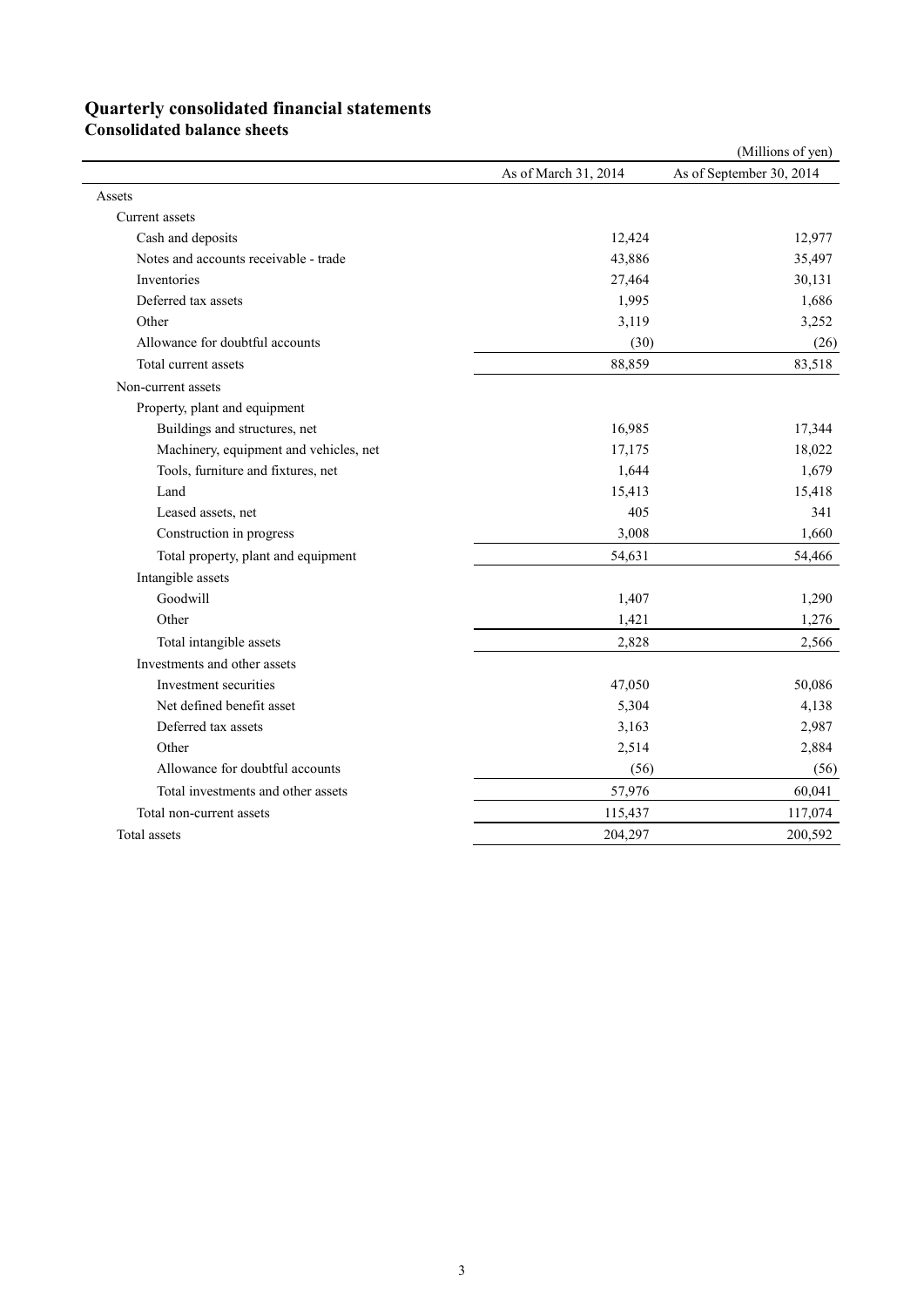## Quarterly consolidated financial statements

### Consolidated balance sheets

(Millions of yen)

| | As of March 31, 2014 | As of September 30, 2014 |
|---|---|---|
| Assets | | |
| Current assets | | |
| Cash and deposits | 12,424 | 12,977 |
| Notes and accounts receivable - trade | 43,886 | 35,497 |
| Inventories | 27,464 | 30,131 |
| Deferred tax assets | 1,995 | 1,686 |
| Other | 3,119 | 3,252 |
| Allowance for doubtful accounts | (30) | (26) |
| Total current assets | 88,859 | 83,518 |
| Non-current assets | | |
| Property, plant and equipment | | |
| Buildings and structures, net | 16,985 | 17,344 |
| Machinery, equipment and vehicles, net | 17,175 | 18,022 |
| Tools, furniture and fixtures, net | 1,644 | 1,679 |
| Land | 15,413 | 15,418 |
| Leased assets, net | 405 | 341 |
| Construction in progress | 3,008 | 1,660 |
| Total property, plant and equipment | 54,631 | 54,466 |
| Intangible assets | | |
| Goodwill | 1,407 | 1,290 |
| Other | 1,421 | 1,276 |
| Total intangible assets | 2,828 | 2,566 |
| Investments and other assets | | |
| Investment securities | 47,050 | 50,086 |
| Net defined benefit asset | 5,304 | 4,138 |
| Deferred tax assets | 3,163 | 2,987 |
| Other | 2,514 | 2,884 |
| Allowance for doubtful accounts | (56) | (56) |
| Total investments and other assets | 57,976 | 60,041 |
| Total non-current assets | 115,437 | 117,074 |
| Total assets | 204,297 | 200,592 |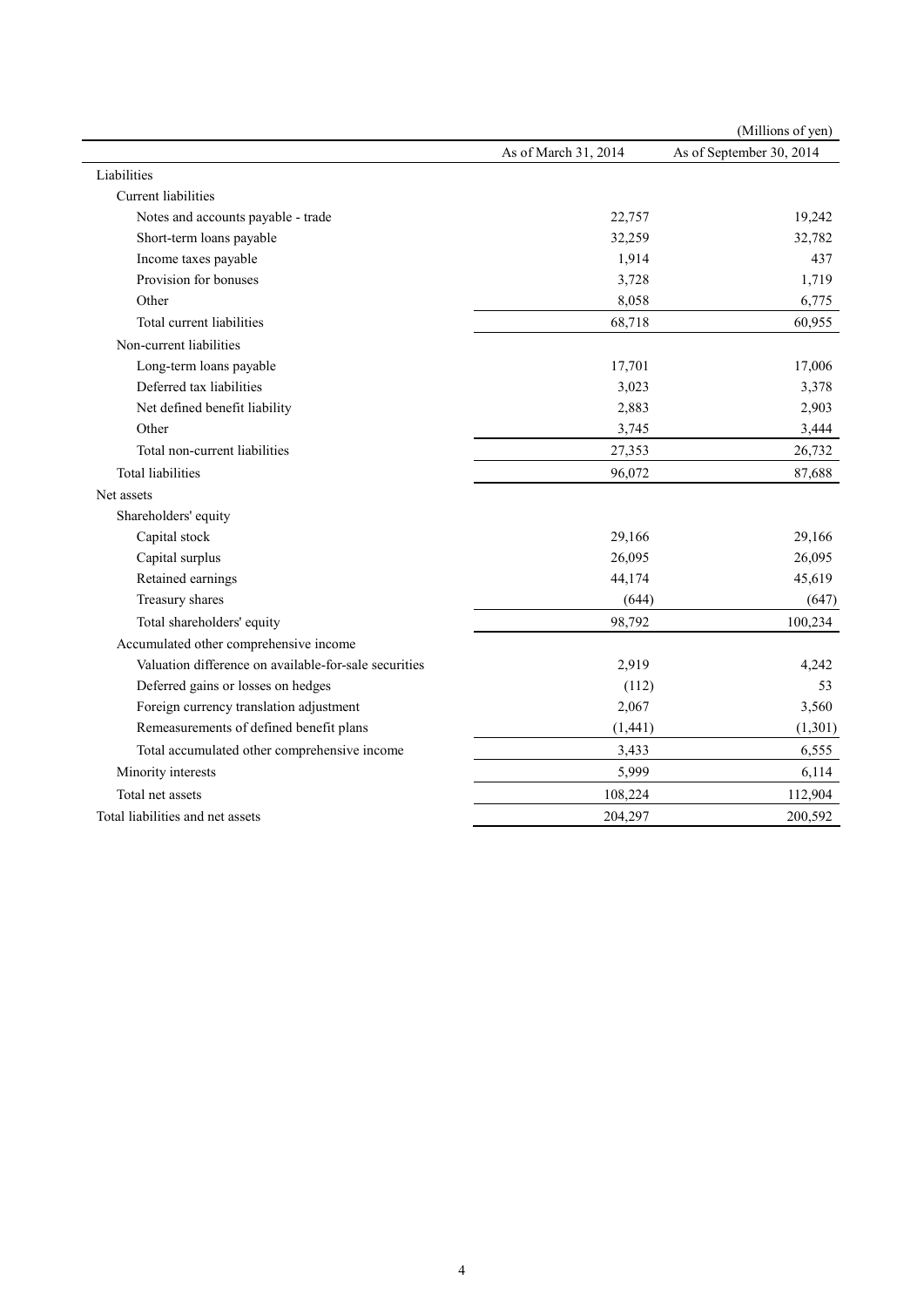(Millions of yen)

| | As of March 31, 2014 | As of September 30, 2014 |
|---|---|---|
| Liabilities | | |
| Current liabilities | | |
| Notes and accounts payable - trade | 22,757 | 19,242 |
| Short-term loans payable | 32,259 | 32,782 |
| Income taxes payable | 1,914 | 437 |
| Provision for bonuses | 3,728 | 1,719 |
| Other | 8,058 | 6,775 |
| Total current liabilities | 68,718 | 60,955 |
| Non-current liabilities | | |
| Long-term loans payable | 17,701 | 17,006 |
| Deferred tax liabilities | 3,023 | 3,378 |
| Net defined benefit liability | 2,883 | 2,903 |
| Other | 3,745 | 3,444 |
| Total non-current liabilities | 27,353 | 26,732 |
| Total liabilities | 96,072 | 87,688 |
| Net assets | | |
| Shareholders' equity | | |
| Capital stock | 29,166 | 29,166 |
| Capital surplus | 26,095 | 26,095 |
| Retained earnings | 44,174 | 45,619 |
| Treasury shares | (644) | (647) |
| Total shareholders' equity | 98,792 | 100,234 |
| Accumulated other comprehensive income | | |
| Valuation difference on available-for-sale securities | 2,919 | 4,242 |
| Deferred gains or losses on hedges | (112) | 53 |
| Foreign currency translation adjustment | 2,067 | 3,560 |
| Remeasurements of defined benefit plans | (1,441) | (1,301) |
| Total accumulated other comprehensive income | 3,433 | 6,555 |
| Minority interests | 5,999 | 6,114 |
| Total net assets | 108,224 | 112,904 |
| Total liabilities and net assets | 204,297 | 200,592 |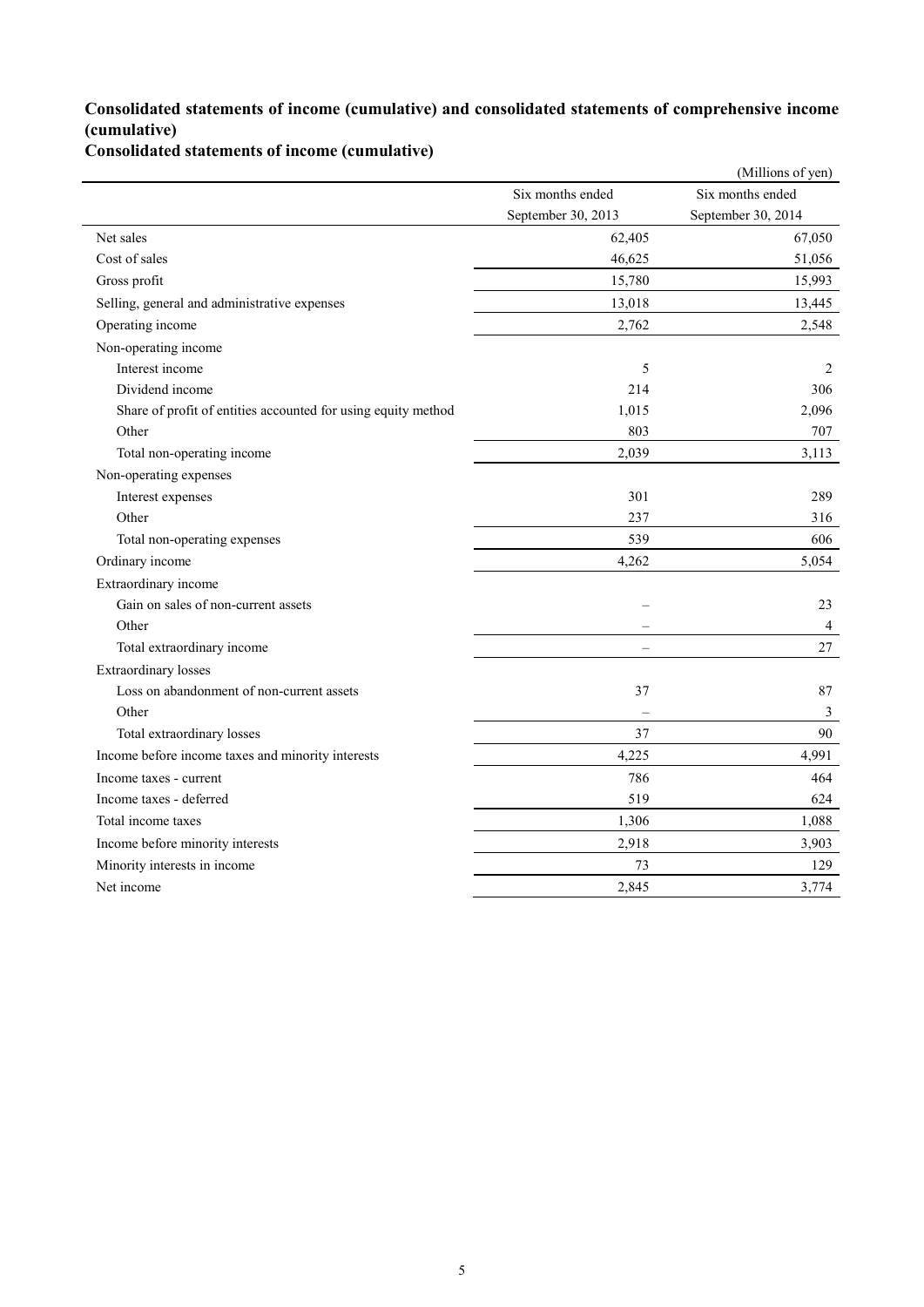### Consolidated statements of income (cumulative) and consolidated statements of comprehensive income (cumulative)

### Consolidated statements of income (cumulative)

(Millions of yen)

| | Six months ended September 30, 2013 | Six months ended September 30, 2014 |
|---|---|---|
| Net sales | 62,405 | 67,050 |
| Cost of sales | 46,625 | 51,056 |
| Gross profit | 15,780 | 15,993 |
| Selling, general and administrative expenses | 13,018 | 13,445 |
| Operating income | 2,762 | 2,548 |
| Non-operating income | | |
| Interest income | 5 | 2 |
| Dividend income | 214 | 306 |
| Share of profit of entities accounted for using equity method | 1,015 | 2,096 |
| Other | 803 | 707 |
| Total non-operating income | 2,039 | 3,113 |
| Non-operating expenses | | |
| Interest expenses | 301 | 289 |
| Other | 237 | 316 |
| Total non-operating expenses | 539 | 606 |
| Ordinary income | 4,262 | 5,054 |
| Extraordinary income | | |
| Gain on sales of non-current assets | – | 23 |
| Other | – | 4 |
| Total extraordinary income | – | 27 |
| Extraordinary losses | | |
| Loss on abandonment of non-current assets | 37 | 87 |
| Other | – | 3 |
| Total extraordinary losses | 37 | 90 |
| Income before income taxes and minority interests | 4,225 | 4,991 |
| Income taxes - current | 786 | 464 |
| Income taxes - deferred | 519 | 624 |
| Total income taxes | 1,306 | 1,088 |
| Income before minority interests | 2,918 | 3,903 |
| Minority interests in income | 73 | 129 |
| Net income | 2,845 | 3,774 |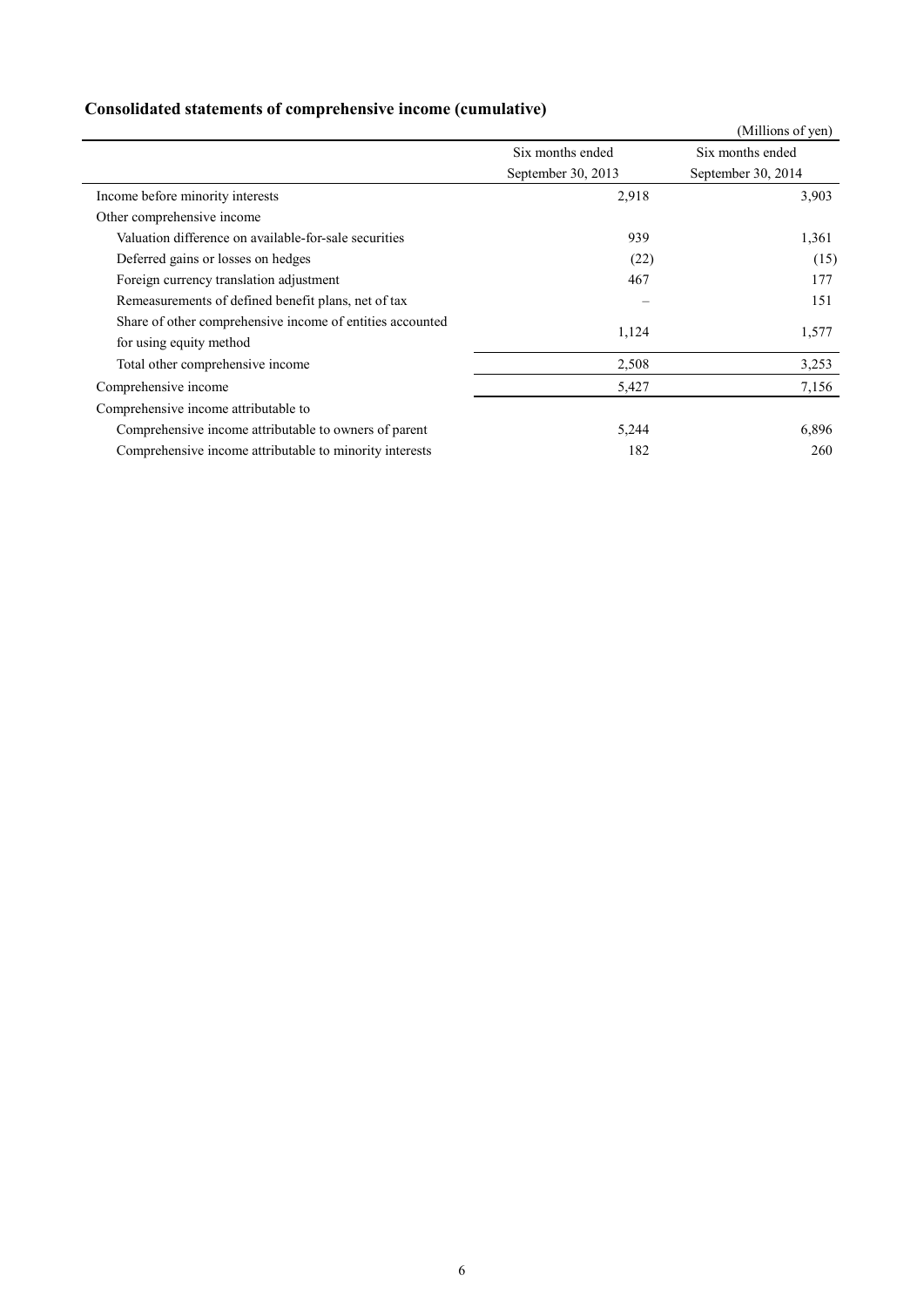## Consolidated statements of comprehensive income (cumulative)

(Millions of yen)

| | Six months ended September 30, 2013 | Six months ended September 30, 2014 |
|---|---|---|
| Income before minority interests | 2,918 | 3,903 |
| Other comprehensive income | | |
| Valuation difference on available-for-sale securities | 939 | 1,361 |
| Deferred gains or losses on hedges | (22) | (15) |
| Foreign currency translation adjustment | 467 | 177 |
| Remeasurements of defined benefit plans, net of tax | – | 151 |
| Share of other comprehensive income of entities accounted for using equity method | 1,124 | 1,577 |
| Total other comprehensive income | 2,508 | 3,253 |
| Comprehensive income | 5,427 | 7,156 |
| Comprehensive income attributable to | | |
| Comprehensive income attributable to owners of parent | 5,244 | 6,896 |
| Comprehensive income attributable to minority interests | 182 | 260 |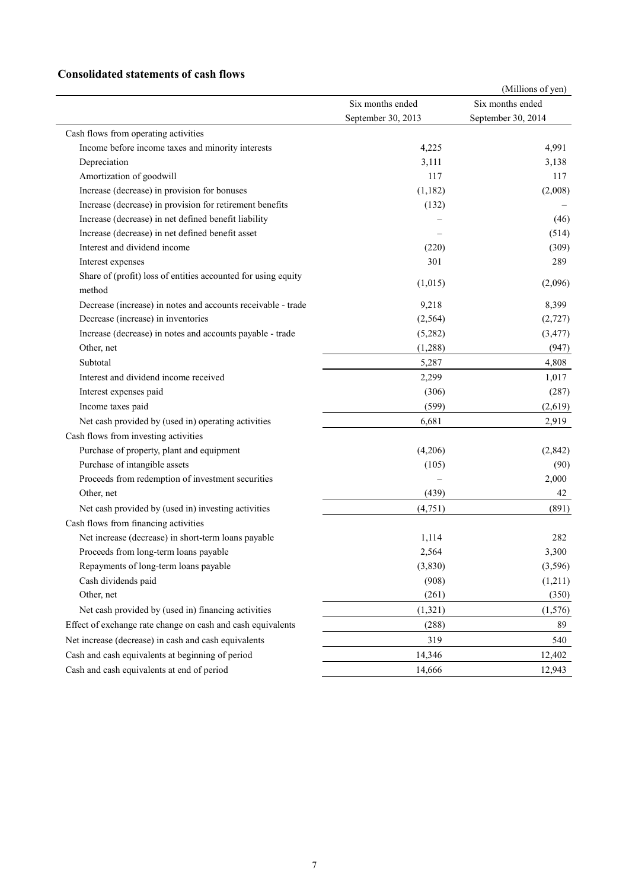## Consolidated statements of cash flows

(Millions of yen)

| | Six months ended September 30, 2013 | Six months ended September 30, 2014 |
|---|---|---|
| Cash flows from operating activities | | |
| Income before income taxes and minority interests | 4,225 | 4,991 |
| Depreciation | 3,111 | 3,138 |
| Amortization of goodwill | 117 | 117 |
| Increase (decrease) in provision for bonuses | (1,182) | (2,008) |
| Increase (decrease) in provision for retirement benefits | (132) | – |
| Increase (decrease) in net defined benefit liability | – | (46) |
| Increase (decrease) in net defined benefit asset | – | (514) |
| Interest and dividend income | (220) | (309) |
| Interest expenses | 301 | 289 |
| Share of (profit) loss of entities accounted for using equity method | (1,015) | (2,096) |
| Decrease (increase) in notes and accounts receivable - trade | 9,218 | 8,399 |
| Decrease (increase) in inventories | (2,564) | (2,727) |
| Increase (decrease) in notes and accounts payable - trade | (5,282) | (3,477) |
| Other, net | (1,288) | (947) |
| Subtotal | 5,287 | 4,808 |
| Interest and dividend income received | 2,299 | 1,017 |
| Interest expenses paid | (306) | (287) |
| Income taxes paid | (599) | (2,619) |
| Net cash provided by (used in) operating activities | 6,681 | 2,919 |
| Cash flows from investing activities | | |
| Purchase of property, plant and equipment | (4,206) | (2,842) |
| Purchase of intangible assets | (105) | (90) |
| Proceeds from redemption of investment securities | – | 2,000 |
| Other, net | (439) | 42 |
| Net cash provided by (used in) investing activities | (4,751) | (891) |
| Cash flows from financing activities | | |
| Net increase (decrease) in short-term loans payable | 1,114 | 282 |
| Proceeds from long-term loans payable | 2,564 | 3,300 |
| Repayments of long-term loans payable | (3,830) | (3,596) |
| Cash dividends paid | (908) | (1,211) |
| Other, net | (261) | (350) |
| Net cash provided by (used in) financing activities | (1,321) | (1,576) |
| Effect of exchange rate change on cash and cash equivalents | (288) | 89 |
| Net increase (decrease) in cash and cash equivalents | 319 | 540 |
| Cash and cash equivalents at beginning of period | 14,346 | 12,402 |
| Cash and cash equivalents at end of period | 14,666 | 12,943 |